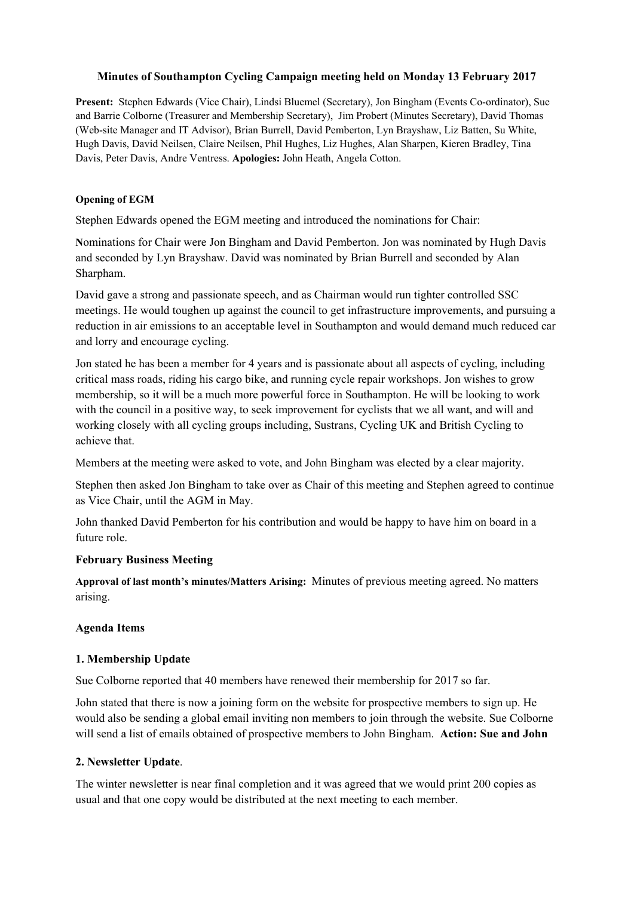**Minutes of Southampton Cycling Campaign meeting held on Monday 13 February 2017**

**Present:** Stephen Edwards (Vice Chair), Lindsi Bluemel (Secretary), Jon Bingham (Events Co-ordinator), Sue and Barrie Colborne (Treasurer and Membership Secretary), Jim Probert (Minutes Secretary), David Thomas (Web-site Manager and IT Advisor), Brian Burrell, David Pemberton, Lyn Brayshaw, Liz Batten, Su White, Hugh Davis, David Neilsen, Claire Neilsen, Phil Hughes, Liz Hughes, Alan Sharpen, Kieren Bradley, Tina Davis, Peter Davis, Andre Ventress. **Apologies:** John Heath, Angela Cotton.

**Opening of EGM**

Stephen Edwards opened the EGM meeting and introduced the nominations for Chair:

Nominations for Chair were Jon Bingham and David Pemberton. Jon was nominated by Hugh Davis and seconded by Lyn Brayshaw. David was nominated by Brian Burrell and seconded by Alan Sharpham.

David gave a strong and passionate speech, and as Chairman would run tighter controlled SSC meetings. He would toughen up against the council to get infrastructure improvements, and pursuing a reduction in air emissions to an acceptable level in Southampton and would demand much reduced car and lorry and encourage cycling.

Jon stated he has been a member for 4 years and is passionate about all aspects of cycling, including critical mass roads, riding his cargo bike, and running cycle repair workshops. Jon wishes to grow membership, so it will be a much more powerful force in Southampton. He will be looking to work with the council in a positive way, to seek improvement for cyclists that we all want, and will and working closely with all cycling groups including, Sustrans, Cycling UK and British Cycling to achieve that.

Members at the meeting were asked to vote, and John Bingham was elected by a clear majority.

Stephen then asked Jon Bingham to take over as Chair of this meeting and Stephen agreed to continue as Vice Chair, until the AGM in May.

John thanked David Pemberton for his contribution and would be happy to have him on board in a future role.

**February Business Meeting**

**Approval of last month's minutes/Matters Arising:** Minutes of previous meeting agreed. No matters arising.

**Agenda Items**

**1. Membership Update**

Sue Colborne reported that 40 members have renewed their membership for 2017 so far.

John stated that there is now a joining form on the website for prospective members to sign up. He would also be sending a global email inviting non members to join through the website. Sue Colborne will send a list of emails obtained of prospective members to John Bingham. **Action: Sue and John**

**2. Newsletter Update**.

The winter newsletter is near final completion and it was agreed that we would print 200 copies as usual and that one copy would be distributed at the next meeting to each member.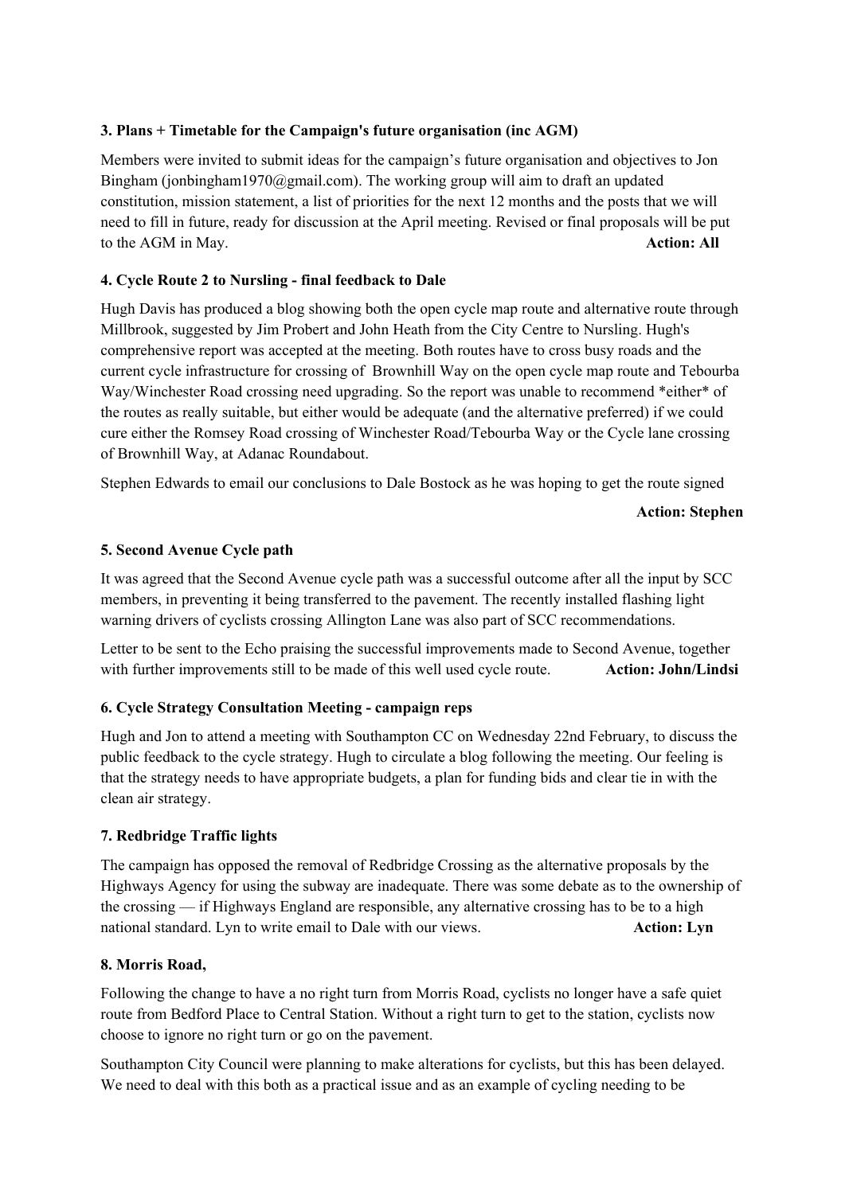**3. Plans + Timetable for the Campaign's future organisation (inc AGM)**

Members were invited to submit ideas for the campaign's future organisation and objectives to Jon Bingham (jonbingham1970@gmail.com). The working group will aim to draft an updated constitution, mission statement, a list of priorities for the next 12 months and the posts that we will need to fill in future, ready for discussion at the April meeting. Revised or final proposals will be put to the AGM in May. **Action: All**

**4. Cycle Route 2 to Nursling - final feedback to Dale**

Hugh Davis has produced a blog showing both the open cycle map route and alternative route through Millbrook, suggested by Jim Probert and John Heath from the City Centre to Nursling. Hugh's comprehensive report was accepted at the meeting. Both routes have to cross busy roads and the current cycle infrastructure for crossing of Brownhill Way on the open cycle map route and Tebourba Way/Winchester Road crossing need upgrading. So the report was unable to recommend *either* of the routes as really suitable, but either would be adequate (and the alternative preferred) if we could cure either the Romsey Road crossing of Winchester Road/Tebourba Way or the Cycle lane crossing of Brownhill Way, at Adanac Roundabout.

Stephen Edwards to email our conclusions to Dale Bostock as he was hoping to get the route signed

**Action: Stephen**

**5. Second Avenue Cycle path**

It was agreed that the Second Avenue cycle path was a successful outcome after all the input by SCC members, in preventing it being transferred to the pavement. The recently installed flashing light warning drivers of cyclists crossing Allington Lane was also part of SCC recommendations.

Letter to be sent to the Echo praising the successful improvements made to Second Avenue, together with further improvements still to be made of this well used cycle route. **Action: John/Lindsi**

**6. Cycle Strategy Consultation Meeting - campaign reps**

Hugh and Jon to attend a meeting with Southampton CC on Wednesday 22nd February, to discuss the public feedback to the cycle strategy. Hugh to circulate a blog following the meeting. Our feeling is that the strategy needs to have appropriate budgets, a plan for funding bids and clear tie in with the clean air strategy.

**7. Redbridge Traffic lights**

The campaign has opposed the removal of Redbridge Crossing as the alternative proposals by the Highways Agency for using the subway are inadequate. There was some debate as to the ownership of the crossing — if Highways England are responsible, any alternative crossing has to be to a high national standard. Lyn to write email to Dale with our views. **Action: Lyn**

**8. Morris Road,**

Following the change to have a no right turn from Morris Road, cyclists no longer have a safe quiet route from Bedford Place to Central Station. Without a right turn to get to the station, cyclists now choose to ignore no right turn or go on the pavement.

Southampton City Council were planning to make alterations for cyclists, but this has been delayed. We need to deal with this both as a practical issue and as an example of cycling needing to be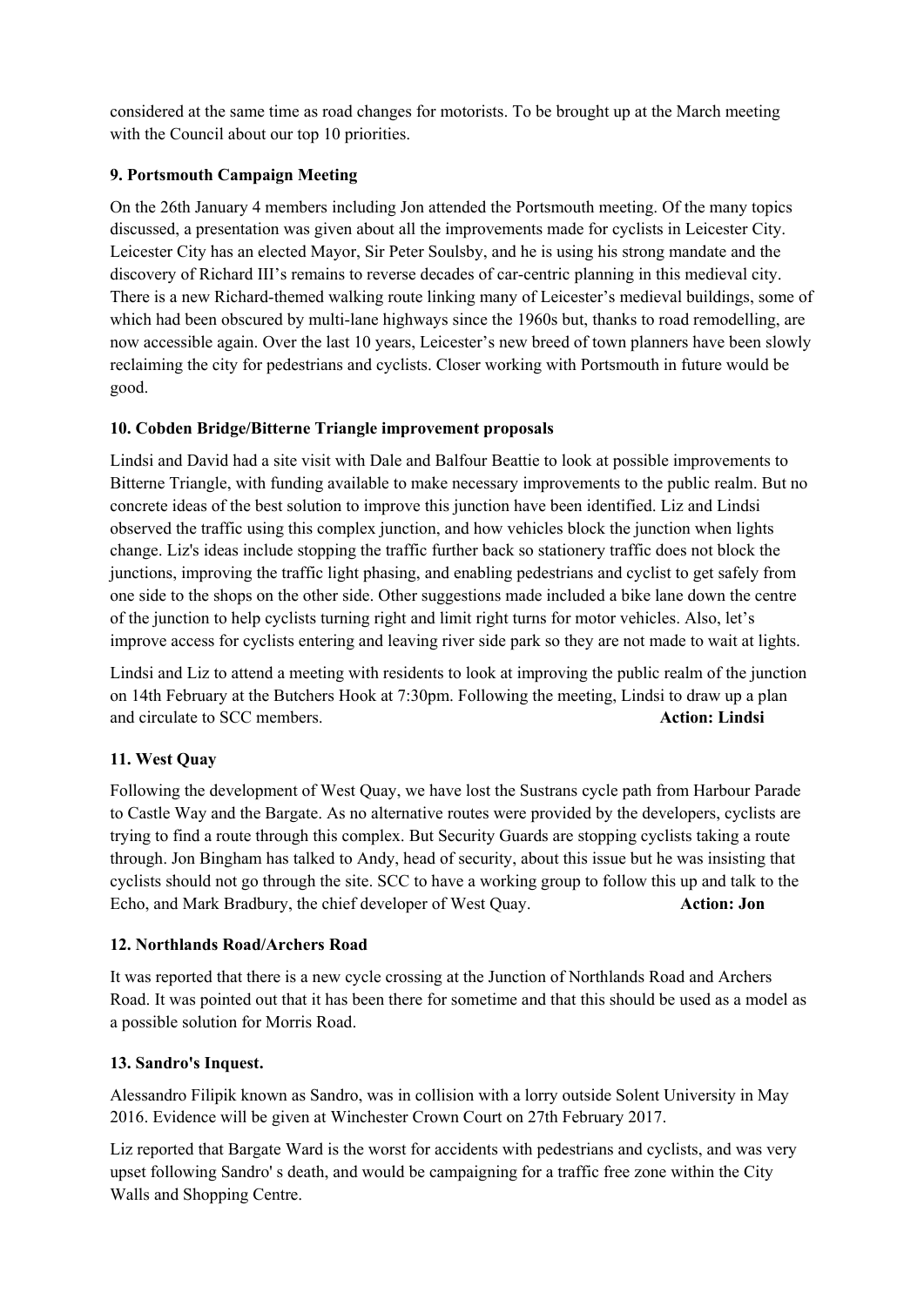considered at the same time as road changes for motorists. To be brought up at the March meeting with the Council about our top 10 priorities.

**9. Portsmouth Campaign Meeting**

On the 26th January 4 members including Jon attended the Portsmouth meeting. Of the many topics discussed, a presentation was given about all the improvements made for cyclists in Leicester City. Leicester City has an elected Mayor, Sir Peter Soulsby, and he is using his strong mandate and the discovery of Richard III's remains to reverse decades of car-centric planning in this medieval city. There is a new Richard-themed walking route linking many of Leicester's medieval buildings, some of which had been obscured by multi-lane highways since the 1960s but, thanks to road remodelling, are now accessible again. Over the last 10 years, Leicester's new breed of town planners have been slowly reclaiming the city for pedestrians and cyclists. Closer working with Portsmouth in future would be good.

**10. Cobden Bridge/Bitterne Triangle improvement proposals**

Lindsi and David had a site visit with Dale and Balfour Beattie to look at possible improvements to Bitterne Triangle, with funding available to make necessary improvements to the public realm. But no concrete ideas of the best solution to improve this junction have been identified. Liz and Lindsi observed the traffic using this complex junction, and how vehicles block the junction when lights change. Liz's ideas include stopping the traffic further back so stationery traffic does not block the junctions, improving the traffic light phasing, and enabling pedestrians and cyclist to get safely from one side to the shops on the other side. Other suggestions made included a bike lane down the centre of the junction to help cyclists turning right and limit right turns for motor vehicles. Also, let's improve access for cyclists entering and leaving river side park so they are not made to wait at lights.

Lindsi and Liz to attend a meeting with residents to look at improving the public realm of the junction on 14th February at the Butchers Hook at 7:30pm. Following the meeting, Lindsi to draw up a plan and circulate to SCC members. **Action: Lindsi**

**11. West Quay**

Following the development of West Quay, we have lost the Sustrans cycle path from Harbour Parade to Castle Way and the Bargate. As no alternative routes were provided by the developers, cyclists are trying to find a route through this complex. But Security Guards are stopping cyclists taking a route through. Jon Bingham has talked to Andy, head of security, about this issue but he was insisting that cyclists should not go through the site. SCC to have a working group to follow this up and talk to the Echo, and Mark Bradbury, the chief developer of West Quay. **Action: Jon**

**12. Northlands Road/Archers Road**

It was reported that there is a new cycle crossing at the Junction of Northlands Road and Archers Road. It was pointed out that it has been there for sometime and that this should be used as a model as a possible solution for Morris Road.

**13. Sandro's Inquest.**

Alessandro Filipik known as Sandro, was in collision with a lorry outside Solent University in May 2016. Evidence will be given at Winchester Crown Court on 27th February 2017.

Liz reported that Bargate Ward is the worst for accidents with pedestrians and cyclists, and was very upset following Sandro' s death, and would be campaigning for a traffic free zone within the City Walls and Shopping Centre.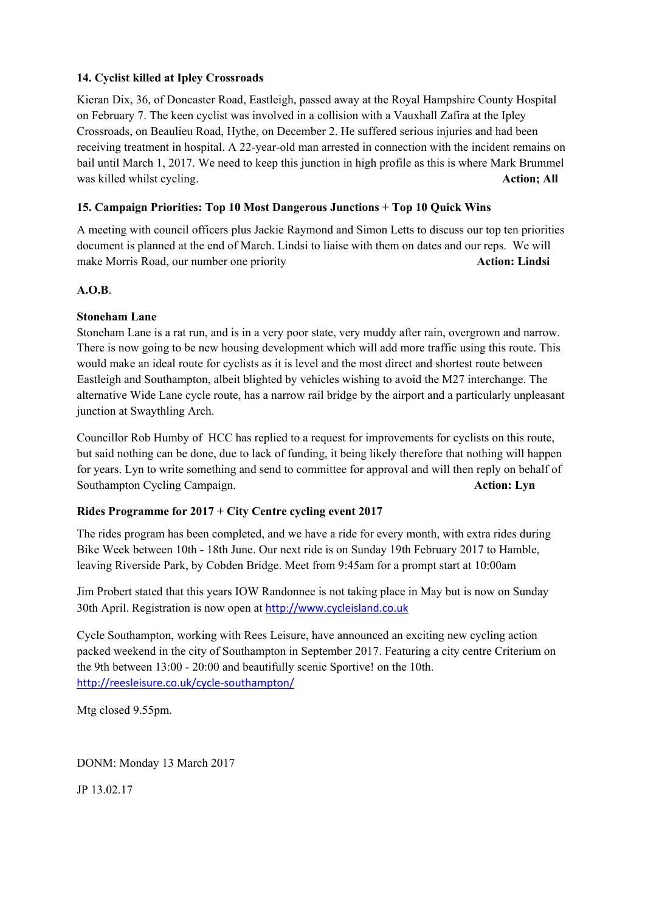**14. Cyclist killed at Ipley Crossroads**

Kieran Dix, 36, of Doncaster Road, Eastleigh, passed away at the Royal Hampshire County Hospital on February 7. The keen cyclist was involved in a collision with a Vauxhall Zafira at the Ipley Crossroads, on Beaulieu Road, Hythe, on December 2. He suffered serious injuries and had been receiving treatment in hospital. A 22-year-old man arrested in connection with the incident remains on bail until March 1, 2017. We need to keep this junction in high profile as this is where Mark Brummel was killed whilst cycling. **Action; All**

**15. Campaign Priorities: Top 10 Most Dangerous Junctions + Top 10 Quick Wins**

A meeting with council officers plus Jackie Raymond and Simon Letts to discuss our top ten priorities document is planned at the end of March. Lindsi to liaise with them on dates and our reps. We will make Morris Road, our number one priority **Action: Lindsi**

**A.O.B**.

**Stoneham Lane**

Stoneham Lane is a rat run, and is in a very poor state, very muddy after rain, overgrown and narrow. There is now going to be new housing development which will add more traffic using this route. This would make an ideal route for cyclists as it is level and the most direct and shortest route between Eastleigh and Southampton, albeit blighted by vehicles wishing to avoid the M27 interchange. The alternative Wide Lane cycle route, has a narrow rail bridge by the airport and a particularly unpleasant junction at Swaythling Arch.

Councillor Rob Humby of HCC has replied to a request for improvements for cyclists on this route, but said nothing can be done, due to lack of funding, it being likely therefore that nothing will happen for years. Lyn to write something and send to committee for approval and will then reply on behalf of Southampton Cycling Campaign. **Action: Lyn**

**Rides Programme for 2017 + City Centre cycling event 2017**

The rides program has been completed, and we have a ride for every month, with extra rides during Bike Week between 10th - 18th June. Our next ride is on Sunday 19th February 2017 to Hamble, leaving Riverside Park, by Cobden Bridge. Meet from 9:45am for a prompt start at 10:00am

Jim Probert stated that this years IOW Randonnee is not taking place in May but is now on Sunday 30th April. Registration is now open at http://www.cycleisland.co.uk

Cycle Southampton, working with Rees Leisure, have announced an exciting new cycling action packed weekend in the city of Southampton in September 2017. Featuring a city centre Criterium on the 9th between 13:00 - 20:00 and beautifully scenic Sportive! on the 10th.
http://reesleisure.co.uk/cycle-southampton/

Mtg closed 9.55pm.

DONM: Monday 13 March 2017

JP 13.02.17